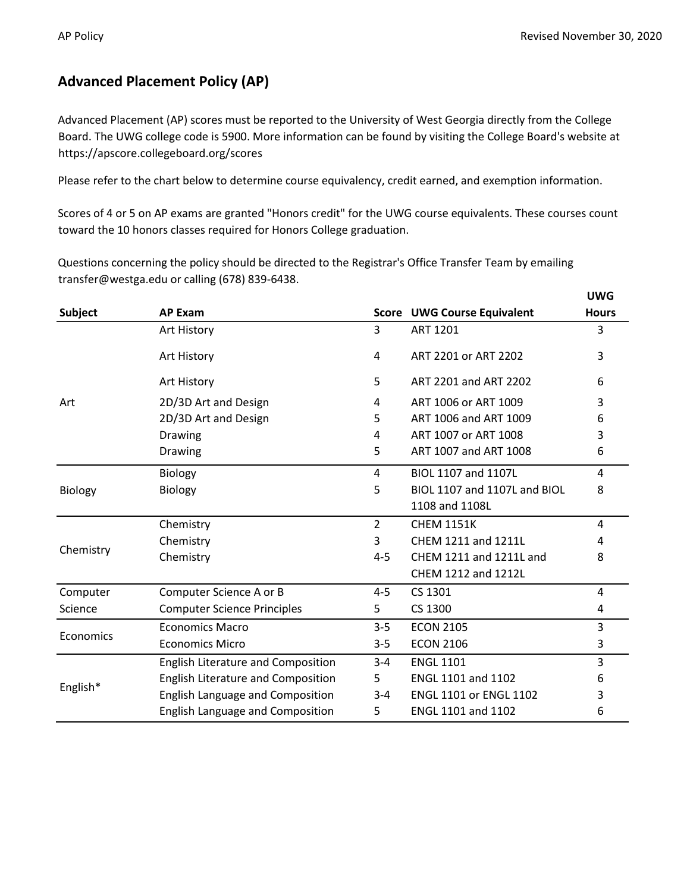## Advanced Placement Policy (AP)

Advanced Placement (AP) scores must be reported to the University of West Georgia directly from the College Board. The UWG college code is 5900. More information can be found by visiting the College Board's website at https://apscore.collegeboard.org/scores

Please refer to the chart below to determine course equivalency, credit earned, and exemption information.

Scores of 4 or 5 on AP exams are granted "Honors credit" for the UWG course equivalents. These courses count toward the 10 honors classes required for Honors College graduation.

Questions concerning the policy should be directed to the Registrar's Office Transfer Team by emailing transfer@westga.edu or calling (678) 839-6438.

| Subject | AP Exam | Score | UWG Course Equivalent | UWG Hours |
|---|---|---|---|---|
| Art | Art History | 3 | ART 1201 | 3 |
| | Art History | 4 | ART 2201 or ART 2202 | 3 |
| | Art History | 5 | ART 2201 and ART 2202 | 6 |
| | 2D/3D Art and Design | 4 | ART 1006 or ART 1009 | 3 |
| | 2D/3D Art and Design | 5 | ART 1006 and ART 1009 | 6 |
| | Drawing | 4 | ART 1007 or ART 1008 | 3 |
| | Drawing | 5 | ART 1007 and ART 1008 | 6 |
| Biology | Biology | 4 | BIOL 1107 and 1107L | 4 |
| | Biology | 5 | BIOL 1107 and 1107L and BIOL 1108 and 1108L | 8 |
| Chemistry | Chemistry | 2 | CHEM 1151K | 4 |
| | Chemistry | 3 | CHEM 1211 and 1211L | 4 |
| | Chemistry | 4-5 | CHEM 1211 and 1211L and CHEM 1212 and 1212L | 8 |
| Computer Science | Computer Science A or B | 4-5 | CS 1301 | 4 |
| | Computer Science Principles | 5 | CS 1300 | 4 |
| Economics | Economics Macro | 3-5 | ECON 2105 | 3 |
| | Economics Micro | 3-5 | ECON 2106 | 3 |
| English* | English Literature and Composition | 3-4 | ENGL 1101 | 3 |
| | English Literature and Composition | 5 | ENGL 1101 and 1102 | 6 |
| | English Language and Composition | 3-4 | ENGL 1101 or ENGL 1102 | 3 |
| | English Language and Composition | 5 | ENGL 1101 and 1102 | 6 |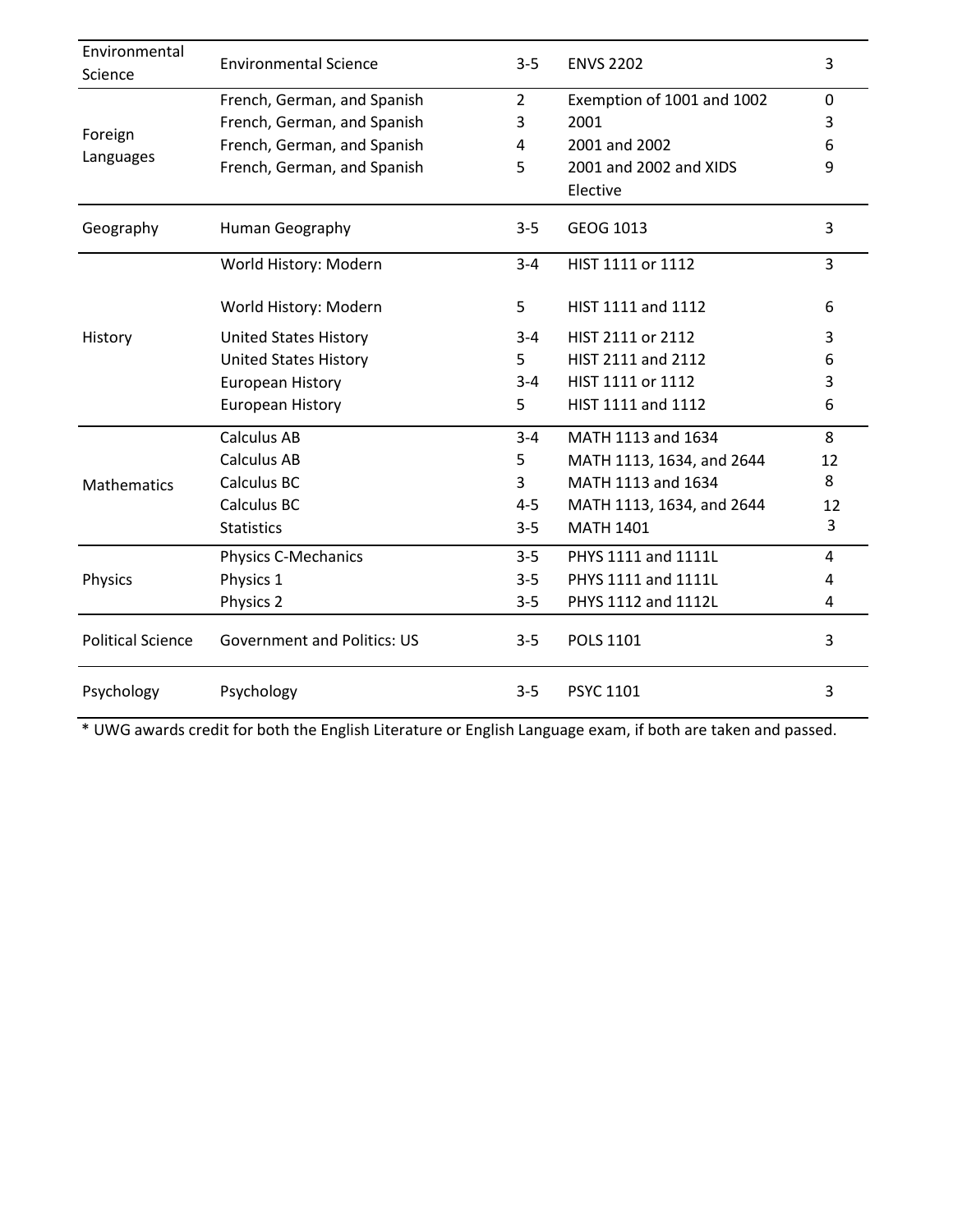| | | | | |
|---|---|---|---|---|
| Environmental Science | Environmental Science | 3-5 | ENVS 2202 | 3 |
| Foreign Languages | French, German, and Spanish | 2 | Exemption of 1001 and 1002 | 0 |
| | French, German, and Spanish | 3 | 2001 | 3 |
| | French, German, and Spanish | 4 | 2001 and 2002 | 6 |
| | French, German, and Spanish | 5 | 2001 and 2002 and XIDS Elective | 9 |
| Geography | Human Geography | 3-5 | GEOG 1013 | 3 |
| History | World History: Modern | 3-4 | HIST 1111 or 1112 | 3 |
| | World History: Modern | 5 | HIST 1111 and 1112 | 6 |
| | United States History | 3-4 | HIST 2111 or 2112 | 3 |
| | United States History | 5 | HIST 2111 and 2112 | 6 |
| | European History | 3-4 | HIST 1111 or 1112 | 3 |
| | European History | 5 | HIST 1111 and 1112 | 6 |
| Mathematics | Calculus AB | 3-4 | MATH 1113 and 1634 | 8 |
| | Calculus AB | 5 | MATH 1113, 1634, and 2644 | 12 |
| | Calculus BC | 3 | MATH 1113 and 1634 | 8 |
| | Calculus BC | 4-5 | MATH 1113, 1634, and 2644 | 12 |
| | Statistics | 3-5 | MATH 1401 | 3 |
| Physics | Physics C-Mechanics | 3-5 | PHYS 1111 and 1111L | 4 |
| | Physics 1 | 3-5 | PHYS 1111 and 1111L | 4 |
| | Physics 2 | 3-5 | PHYS 1112 and 1112L | 4 |
| Political Science | Government and Politics: US | 3-5 | POLS 1101 | 3 |
| Psychology | Psychology | 3-5 | PSYC 1101 | 3 |

* UWG awards credit for both the English Literature or English Language exam, if both are taken and passed.